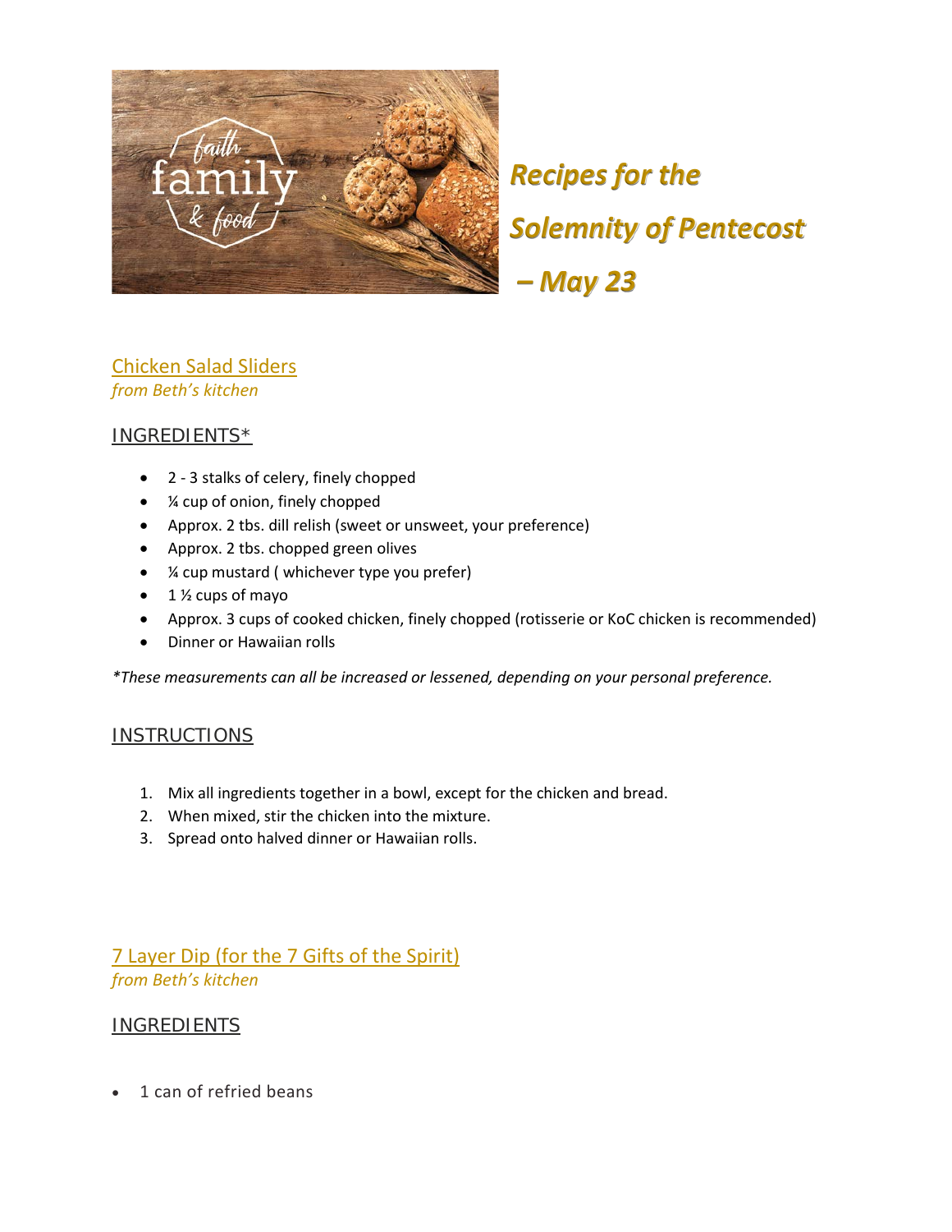# Recipes for the Solemnity of Pentecost – May 23

## Chicken Salad Sliders

*from Beth's kitchen*

### INGREDIENTS*

- 2 - 3 stalks of celery, finely chopped
- ¼ cup of onion, finely chopped
- Approx. 2 tbs. dill relish (sweet or unsweet, your preference)
- Approx. 2 tbs. chopped green olives
- ¼ cup mustard ( whichever type you prefer)
- 1 ½ cups of mayo
- Approx. 3 cups of cooked chicken, finely chopped (rotisserie or KoC chicken is recommended)
- Dinner or Hawaiian rolls

*These measurements can all be increased or lessened, depending on your personal preference.*

### INSTRUCTIONS

1. Mix all ingredients together in a bowl, except for the chicken and bread.
2. When mixed, stir the chicken into the mixture.
3. Spread onto halved dinner or Hawaiian rolls.

## 7 Layer Dip (for the 7 Gifts of the Spirit)

*from Beth's kitchen*

### INGREDIENTS

- 1 can of refried beans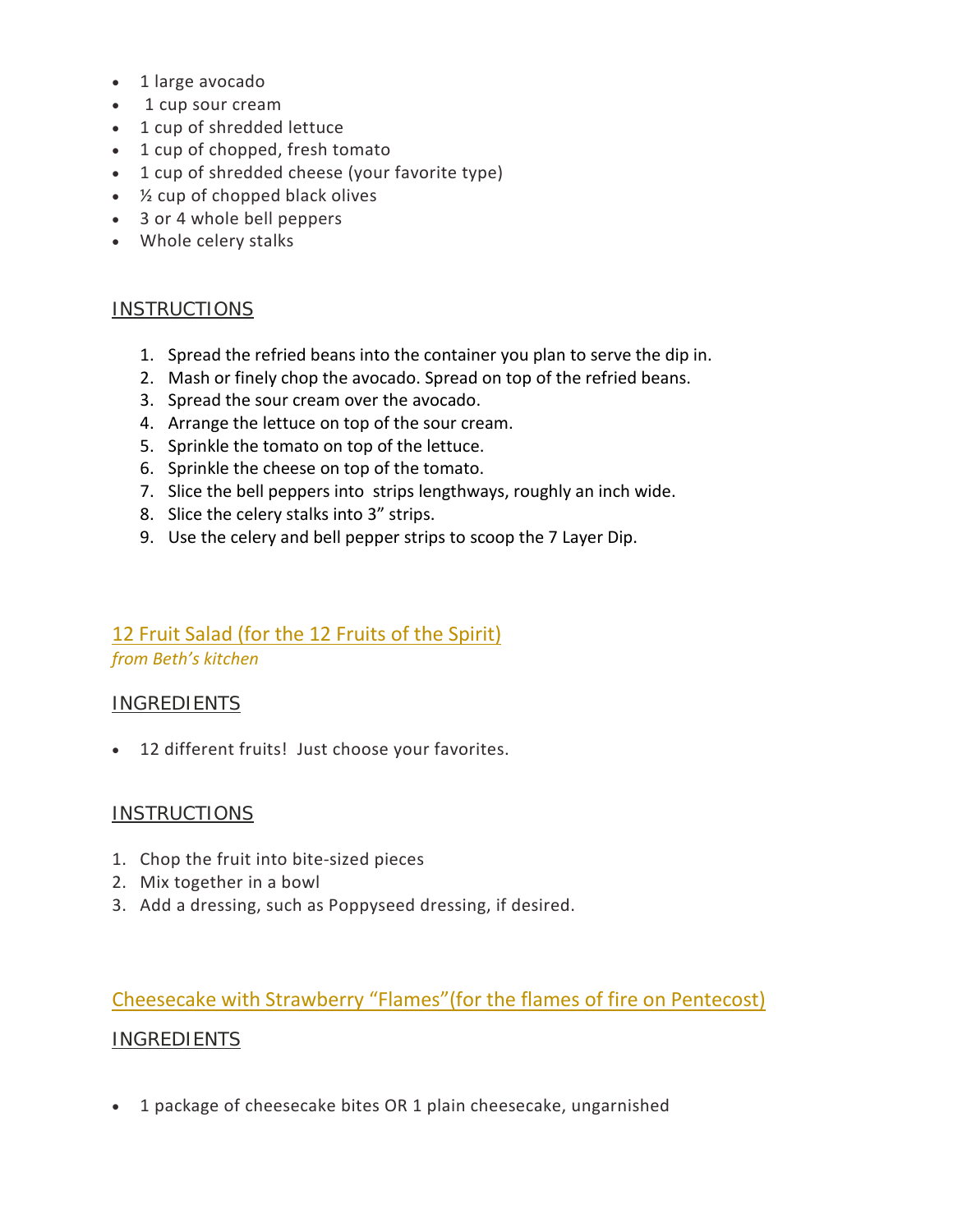- 1 large avocado
- 1 cup sour cream
- 1 cup of shredded lettuce
- 1 cup of chopped, fresh tomato
- 1 cup of shredded cheese (your favorite type)
- ½ cup of chopped black olives
- 3 or 4 whole bell peppers
- Whole celery stalks

### INSTRUCTIONS

1. Spread the refried beans into the container you plan to serve the dip in.
2. Mash or finely chop the avocado. Spread on top of the refried beans.
3. Spread the sour cream over the avocado.
4. Arrange the lettuce on top of the sour cream.
5. Sprinkle the tomato on top of the lettuce.
6. Sprinkle the cheese on top of the tomato.
7. Slice the bell peppers into strips lengthways, roughly an inch wide.
8. Slice the celery stalks into 3" strips.
9. Use the celery and bell pepper strips to scoop the 7 Layer Dip.

## 12 Fruit Salad (for the 12 Fruits of the Spirit)

*from Beth's kitchen*

### INGREDIENTS

- 12 different fruits! Just choose your favorites.

### INSTRUCTIONS

1. Chop the fruit into bite-sized pieces
2. Mix together in a bowl
3. Add a dressing, such as Poppyseed dressing, if desired.

## Cheesecake with Strawberry "Flames"(for the flames of fire on Pentecost)

### INGREDIENTS

- 1 package of cheesecake bites OR 1 plain cheesecake, ungarnished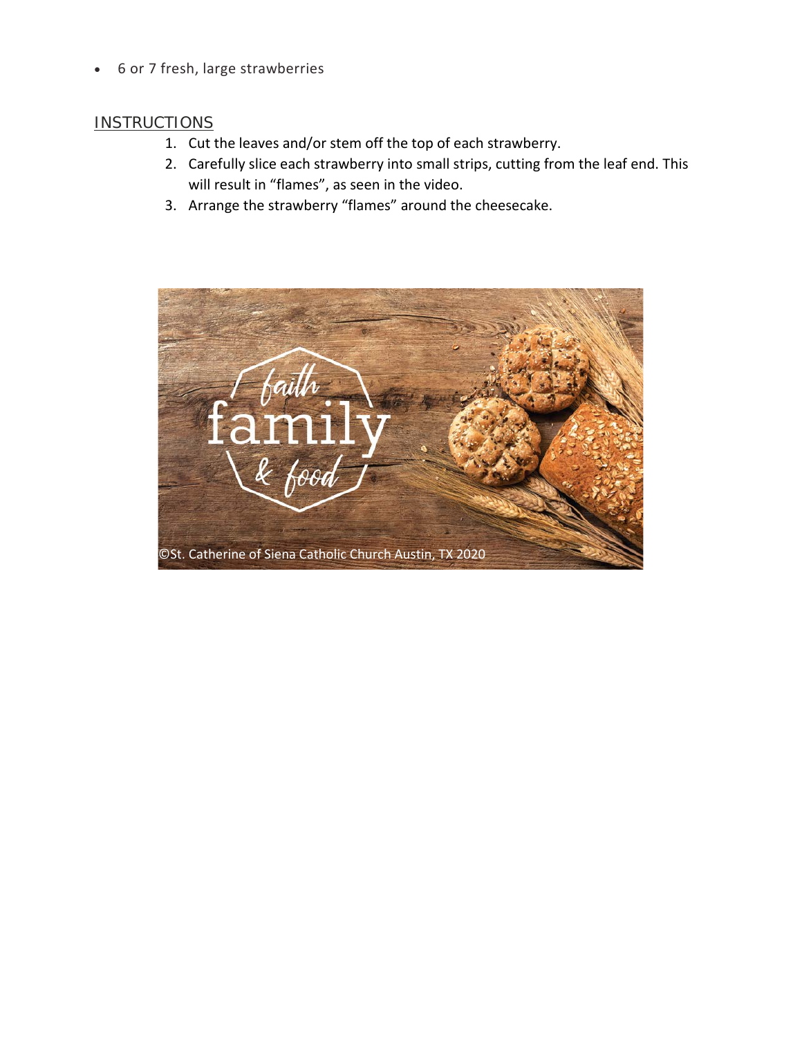- 6 or 7 fresh, large strawberries

## INSTRUCTIONS

1. Cut the leaves and/or stem off the top of each strawberry.
2. Carefully slice each strawberry into small strips, cutting from the leaf end. This will result in "flames", as seen in the video.
3. Arrange the strawberry "flames" around the cheesecake.

faith family & food

©St. Catherine of Siena Catholic Church Austin, TX 2020